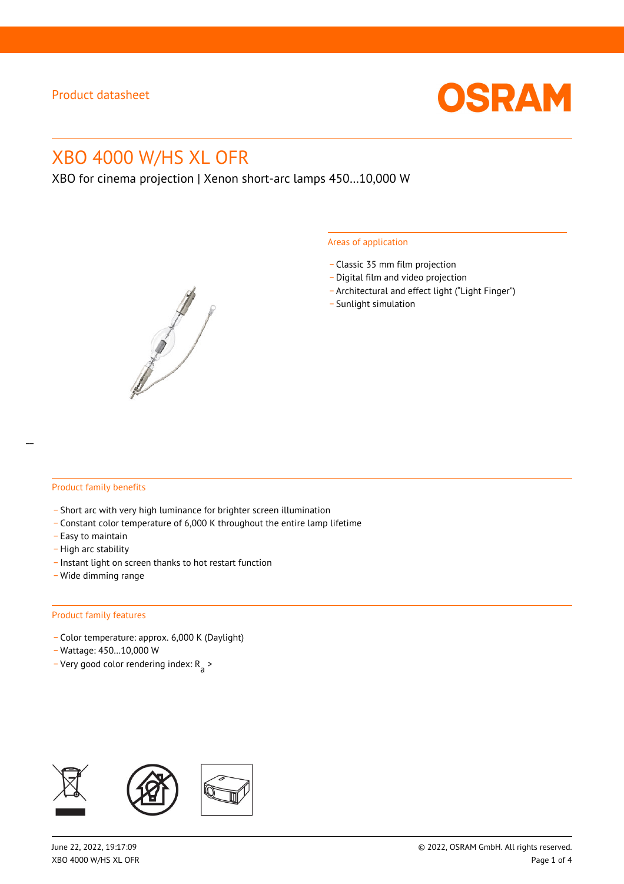Product datasheet

# XBO 4000 W/HS XL OFR

XBO for cinema projection | Xenon short-arc lamps 450…10,000 W

## Areas of application

- Classic 35 mm film projection
- Digital film and video projection
- Architectural and effect light (“Light Finger”)
- Sunlight simulation

## Product family benefits

- Short arc with very high luminance for brighter screen illumination
- Constant color temperature of 6,000 K throughout the entire lamp lifetime
- Easy to maintain
- High arc stability
- Instant light on screen thanks to hot restart function
- Wide dimming range

## Product family features

- Color temperature: approx. 6,000 K (Daylight)
- Wattage: 450…10,000 W
- Very good color rendering index: $R_a$ >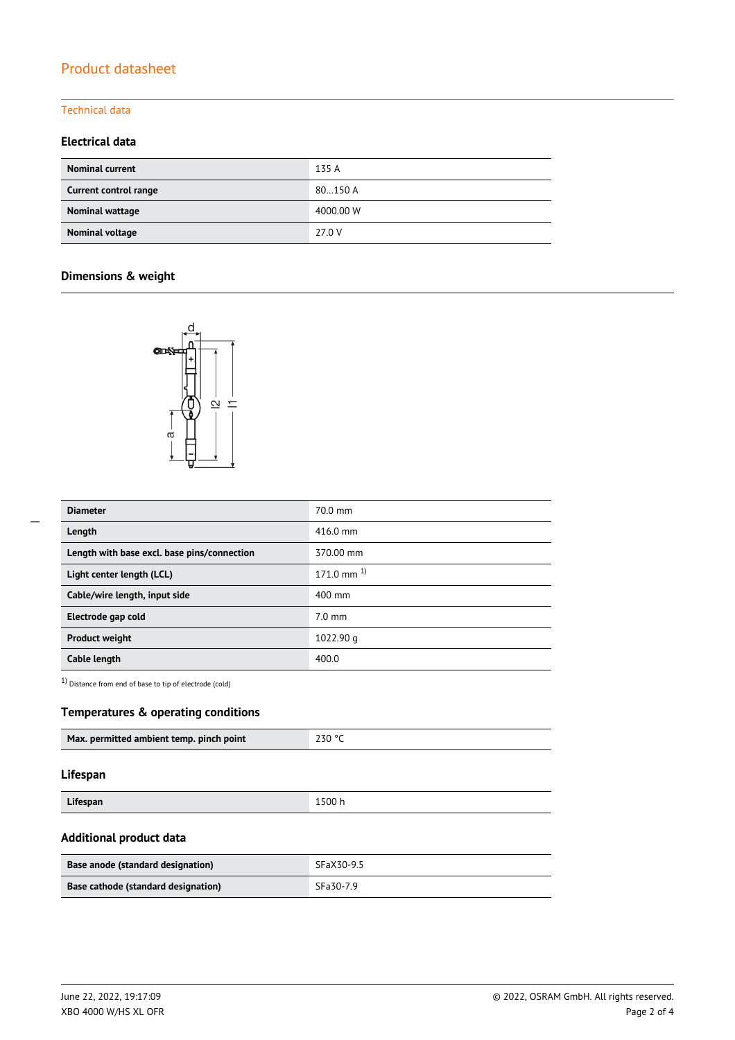## Product datasheet

### Technical data

#### Electrical data

| | |
|---|---|
| **Nominal current** | 135 A |
| **Current control range** | 80…150 A |
| **Nominal wattage** | 4000.00 W |
| **Nominal voltage** | 27.0 V |

#### Dimensions & weight

| | |
|---|---|
| **Diameter** | 70.0 mm |
| **Length** | 416.0 mm |
| **Length with base excl. base pins/connection** | 370.00 mm |
| **Light center length (LCL)** | 171.0 mm [1] |
| **Cable/wire length, input side** | 400 mm |
| **Electrode gap cold** | 7.0 mm |
| **Product weight** | 1022.90 g |
| **Cable length** | 400.0 |

[1] Distance from end of base to tip of electrode (cold)

#### Temperatures & operating conditions

| | |
|---|---|
| **Max. permitted ambient temp. pinch point** | 230 °C |

#### Lifespan

| | |
|---|---|
| **Lifespan** | 1500 h |

#### Additional product data

| | |
|---|---|
| **Base anode (standard designation)** | SFaX30-9.5 |
| **Base cathode (standard designation)** | SFa30-7.9 |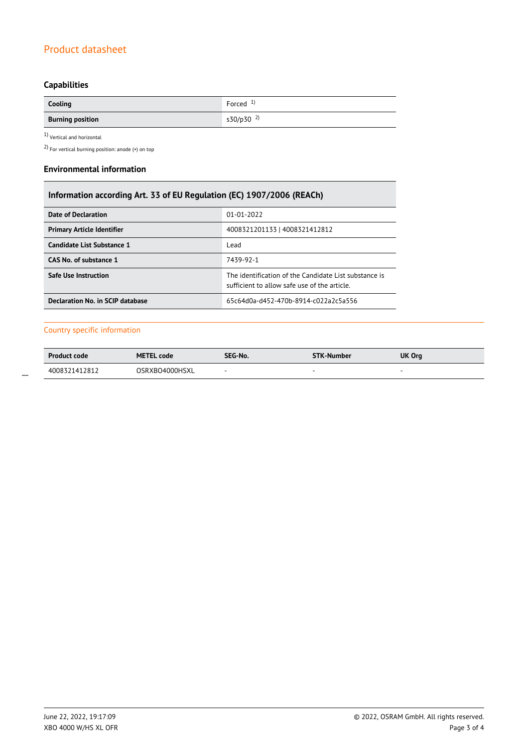## Capabilities

| Cooling | Forced [1] |
|---|---|
| Burning position | s30/p30 [2] |

[1] Vertical and horizontal

[2] For vertical burning position: anode (+) on top

## Environmental information

| Information according Art. 33 of EU Regulation (EC) 1907/2006 (REACh) | |
|---|---|
| Date of Declaration | 01-01-2022 |
| Primary Article Identifier | 4008321201133 \| 4008321412812 |
| Candidate List Substance 1 | Lead |
| CAS No. of substance 1 | 7439-92-1 |
| Safe Use Instruction | The identification of the Candidate List substance is sufficient to allow safe use of the article. |
| Declaration No. in SCIP database | 65c64d0a-d452-470b-8914-c022a2c5a556 |

## Country specific information

| Product code | METEL code | SEG-No. | STK-Number | UK Org |
|---|---|---|---|---|
| 4008321412812 | OSRXBO4000HSXL | - | - | - |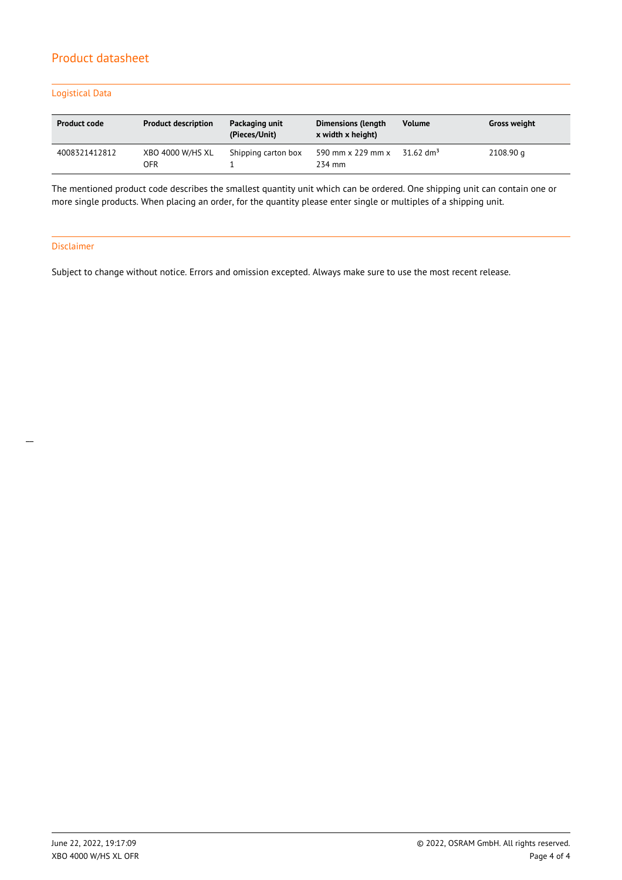## Logistical Data

| Product code | Product description | Packaging unit (Pieces/Unit) | Dimensions (length x width x height) | Volume | Gross weight |
|---|---|---|---|---|---|
| 4008321412812 | XBO 4000 W/HS XL OFR | Shipping carton box 1 | 590 mm x 229 mm x 234 mm | 31.62 $dm^3$ | 2108.90 g |

The mentioned product code describes the smallest quantity unit which can be ordered. One shipping unit can contain one or more single products. When placing an order, for the quantity please enter single or multiples of a shipping unit.

## Disclaimer

Subject to change without notice. Errors and omission excepted. Always make sure to use the most recent release.